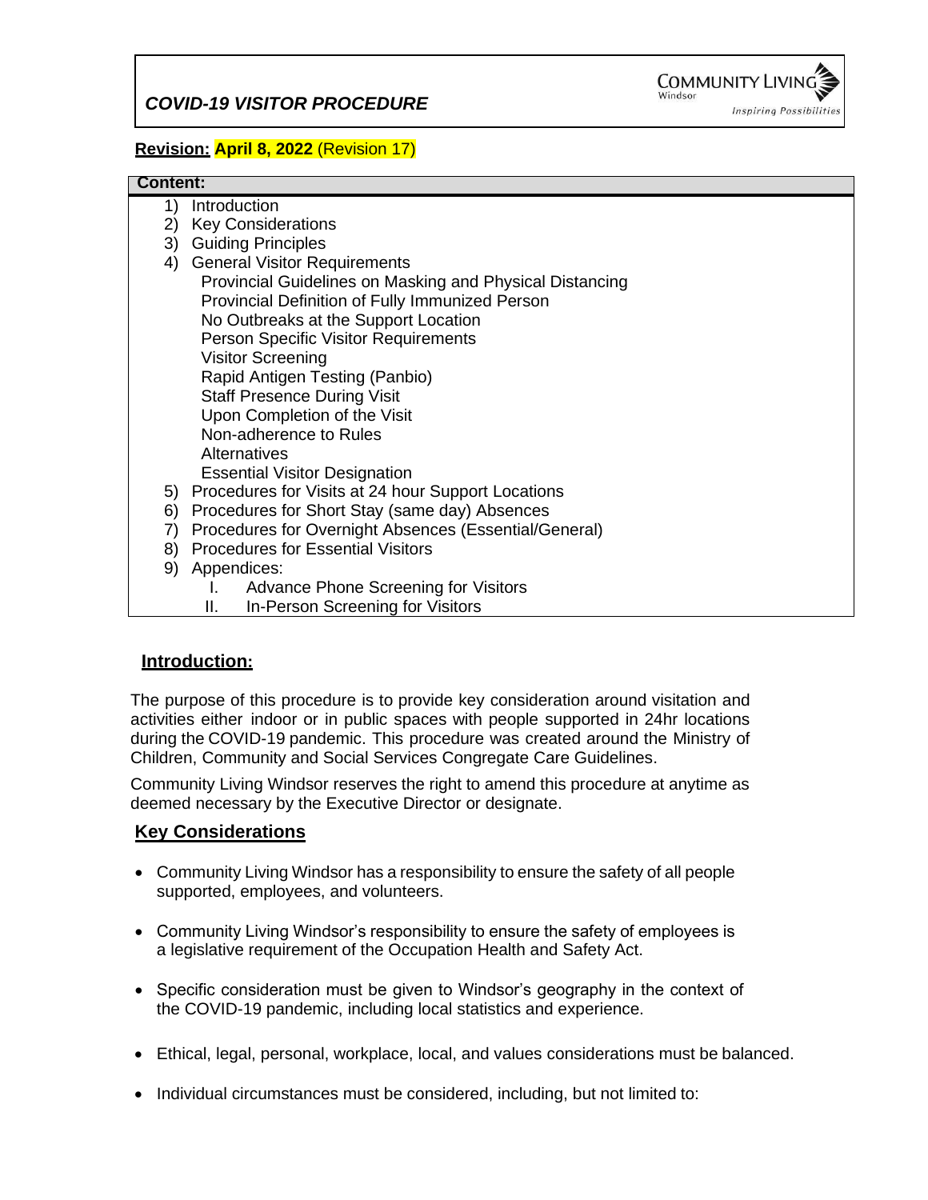# *COVID-19 VISITOR PROCEDURE*

COMMUNITY LIVING Windsor *Inspiring Possibilities*

**Revision: April 8, 2022** (Revision 17)

**Content:**

1) Introduction
2) Key Considerations
3) Guiding Principles
4) General Visitor Requirements
   - Provincial Guidelines on Masking and Physical Distancing
   - Provincial Definition of Fully Immunized Person
   - No Outbreaks at the Support Location
   - Person Specific Visitor Requirements
   - Visitor Screening
   - Rapid Antigen Testing (Panbio)
   - Staff Presence During Visit
   - Upon Completion of the Visit
   - Non-adherence to Rules
   - Alternatives
   - Essential Visitor Designation
5) Procedures for Visits at 24 hour Support Locations
6) Procedures for Short Stay (same day) Absences
7) Procedures for Overnight Absences (Essential/General)
8) Procedures for Essential Visitors
9) Appendices:
   I. Advance Phone Screening for Visitors
   II. In-Person Screening for Visitors

## Introduction:

The purpose of this procedure is to provide key consideration around visitation and activities either indoor or in public spaces with people supported in 24hr locations during the COVID-19 pandemic. This procedure was created around the Ministry of Children, Community and Social Services Congregate Care Guidelines.

Community Living Windsor reserves the right to amend this procedure at anytime as deemed necessary by the Executive Director or designate.

## Key Considerations

- Community Living Windsor has a responsibility to ensure the safety of all people supported, employees, and volunteers.
- Community Living Windsor's responsibility to ensure the safety of employees is a legislative requirement of the Occupation Health and Safety Act.
- Specific consideration must be given to Windsor's geography in the context of the COVID-19 pandemic, including local statistics and experience.
- Ethical, legal, personal, workplace, local, and values considerations must be balanced.
- Individual circumstances must be considered, including, but not limited to: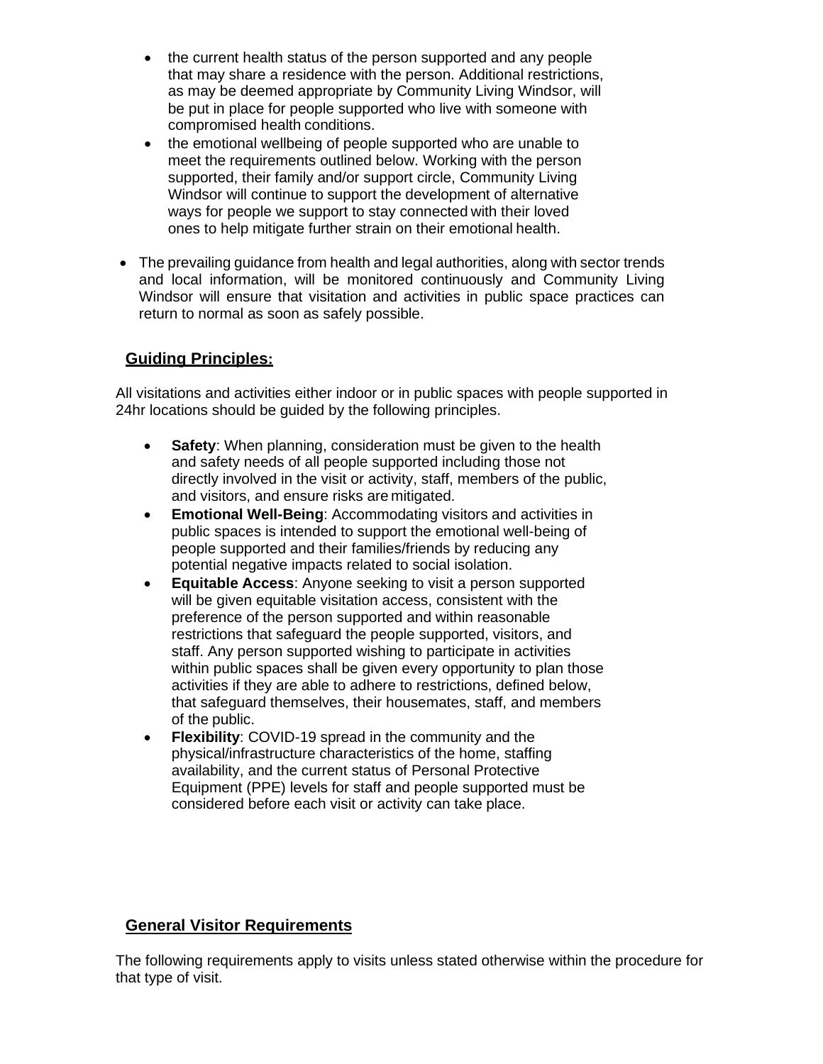- the current health status of the person supported and any people that may share a residence with the person. Additional restrictions, as may be deemed appropriate by Community Living Windsor, will be put in place for people supported who live with someone with compromised health conditions.
  - the emotional wellbeing of people supported who are unable to meet the requirements outlined below. Working with the person supported, their family and/or support circle, Community Living Windsor will continue to support the development of alternative ways for people we support to stay connected with their loved ones to help mitigate further strain on their emotional health.

- The prevailing guidance from health and legal authorities, along with sector trends and local information, will be monitored continuously and Community Living Windsor will ensure that visitation and activities in public space practices can return to normal as soon as safely possible.

## Guiding Principles:

All visitations and activities either indoor or in public spaces with people supported in 24hr locations should be guided by the following principles.

- **Safety**: When planning, consideration must be given to the health and safety needs of all people supported including those not directly involved in the visit or activity, staff, members of the public, and visitors, and ensure risks are mitigated.
- **Emotional Well-Being**: Accommodating visitors and activities in public spaces is intended to support the emotional well-being of people supported and their families/friends by reducing any potential negative impacts related to social isolation.
- **Equitable Access**: Anyone seeking to visit a person supported will be given equitable visitation access, consistent with the preference of the person supported and within reasonable restrictions that safeguard the people supported, visitors, and staff. Any person supported wishing to participate in activities within public spaces shall be given every opportunity to plan those activities if they are able to adhere to restrictions, defined below, that safeguard themselves, their housemates, staff, and members of the public.
- **Flexibility**: COVID-19 spread in the community and the physical/infrastructure characteristics of the home, staffing availability, and the current status of Personal Protective Equipment (PPE) levels for staff and people supported must be considered before each visit or activity can take place.

## General Visitor Requirements

The following requirements apply to visits unless stated otherwise within the procedure for that type of visit.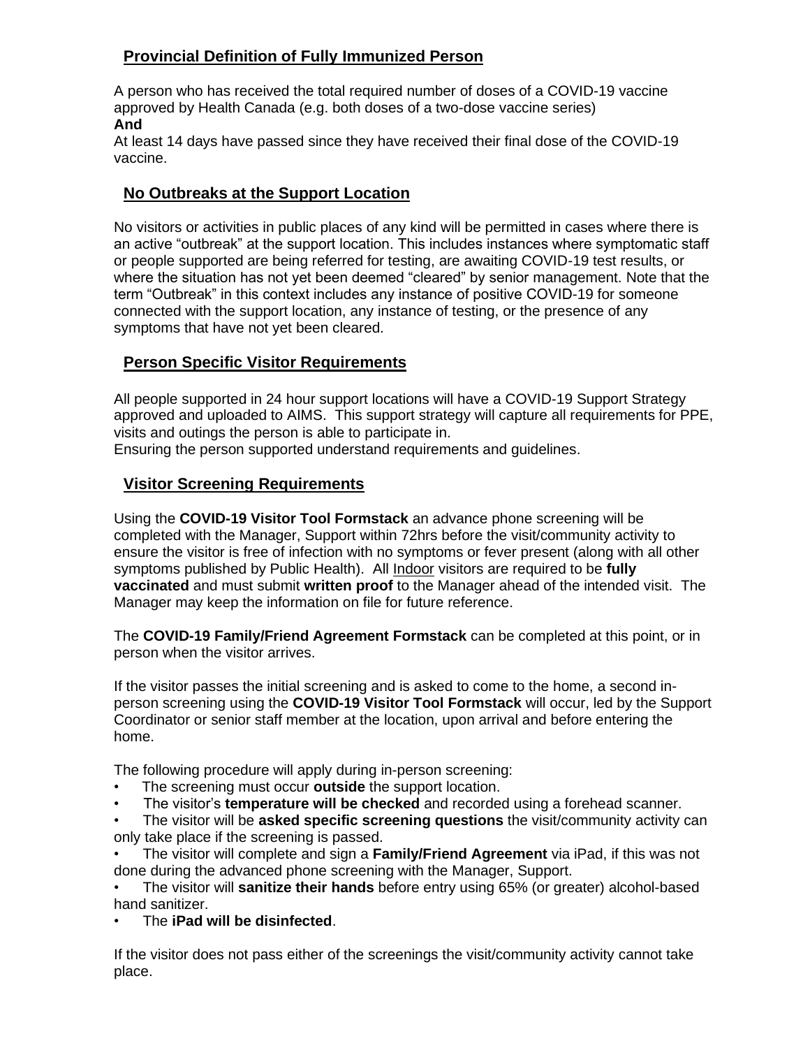## Provincial Definition of Fully Immunized Person

A person who has received the total required number of doses of a COVID-19 vaccine approved by Health Canada (e.g. both doses of a two-dose vaccine series)
**And**
At least 14 days have passed since they have received their final dose of the COVID-19 vaccine.

## No Outbreaks at the Support Location

No visitors or activities in public places of any kind will be permitted in cases where there is an active "outbreak" at the support location. This includes instances where symptomatic staff or people supported are being referred for testing, are awaiting COVID-19 test results, or where the situation has not yet been deemed "cleared" by senior management. Note that the term "Outbreak" in this context includes any instance of positive COVID-19 for someone connected with the support location, any instance of testing, or the presence of any symptoms that have not yet been cleared.

## Person Specific Visitor Requirements

All people supported in 24 hour support locations will have a COVID-19 Support Strategy approved and uploaded to AIMS. This support strategy will capture all requirements for PPE, visits and outings the person is able to participate in.
Ensuring the person supported understand requirements and guidelines.

## Visitor Screening Requirements

Using the **COVID-19 Visitor Tool Formstack** an advance phone screening will be completed with the Manager, Support within 72hrs before the visit/community activity to ensure the visitor is free of infection with no symptoms or fever present (along with all other symptoms published by Public Health). All Indoor visitors are required to be **fully vaccinated** and must submit **written proof** to the Manager ahead of the intended visit. The Manager may keep the information on file for future reference.

The **COVID-19 Family/Friend Agreement Formstack** can be completed at this point, or in person when the visitor arrives.

If the visitor passes the initial screening and is asked to come to the home, a second in-person screening using the **COVID-19 Visitor Tool Formstack** will occur, led by the Support Coordinator or senior staff member at the location, upon arrival and before entering the home.

The following procedure will apply during in-person screening:

- The screening must occur **outside** the support location.
- The visitor's **temperature will be checked** and recorded using a forehead scanner.
- The visitor will be **asked specific screening questions** the visit/community activity can only take place if the screening is passed.
- The visitor will complete and sign a **Family/Friend Agreement** via iPad, if this was not done during the advanced phone screening with the Manager, Support.
- The visitor will **sanitize their hands** before entry using 65% (or greater) alcohol-based hand sanitizer.
- The **iPad will be disinfected**.

If the visitor does not pass either of the screenings the visit/community activity cannot take place.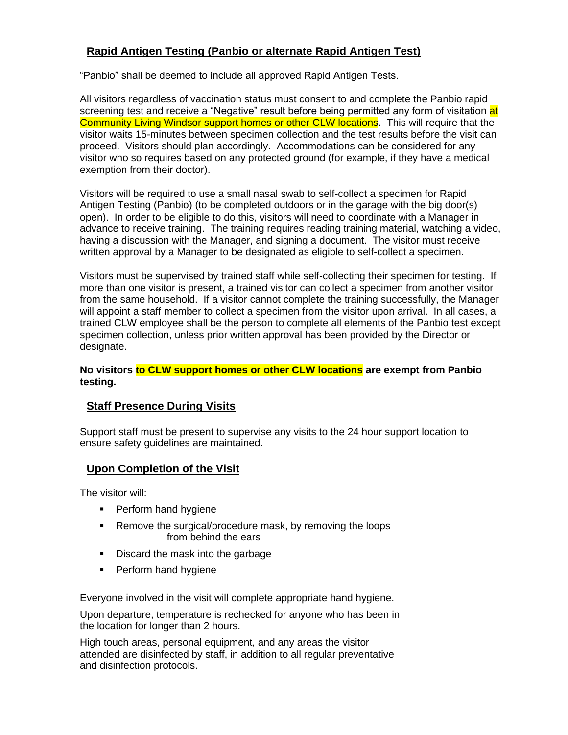## Rapid Antigen Testing (Panbio or alternate Rapid Antigen Test)

"Panbio" shall be deemed to include all approved Rapid Antigen Tests.

All visitors regardless of vaccination status must consent to and complete the Panbio rapid screening test and receive a "Negative" result before being permitted any form of visitation at Community Living Windsor support homes or other CLW locations. This will require that the visitor waits 15-minutes between specimen collection and the test results before the visit can proceed. Visitors should plan accordingly. Accommodations can be considered for any visitor who so requires based on any protected ground (for example, if they have a medical exemption from their doctor).

Visitors will be required to use a small nasal swab to self-collect a specimen for Rapid Antigen Testing (Panbio) (to be completed outdoors or in the garage with the big door(s) open). In order to be eligible to do this, visitors will need to coordinate with a Manager in advance to receive training. The training requires reading training material, watching a video, having a discussion with the Manager, and signing a document. The visitor must receive written approval by a Manager to be designated as eligible to self-collect a specimen.

Visitors must be supervised by trained staff while self-collecting their specimen for testing. If more than one visitor is present, a trained visitor can collect a specimen from another visitor from the same household. If a visitor cannot complete the training successfully, the Manager will appoint a staff member to collect a specimen from the visitor upon arrival. In all cases, a trained CLW employee shall be the person to complete all elements of the Panbio test except specimen collection, unless prior written approval has been provided by the Director or designate.

**No visitors to CLW support homes or other CLW locations are exempt from Panbio testing.**

## Staff Presence During Visits

Support staff must be present to supervise any visits to the 24 hour support location to ensure safety guidelines are maintained.

## Upon Completion of the Visit

The visitor will:

- Perform hand hygiene
- Remove the surgical/procedure mask, by removing the loops from behind the ears
- Discard the mask into the garbage
- Perform hand hygiene

Everyone involved in the visit will complete appropriate hand hygiene.

Upon departure, temperature is rechecked for anyone who has been in the location for longer than 2 hours.

High touch areas, personal equipment, and any areas the visitor attended are disinfected by staff, in addition to all regular preventative and disinfection protocols.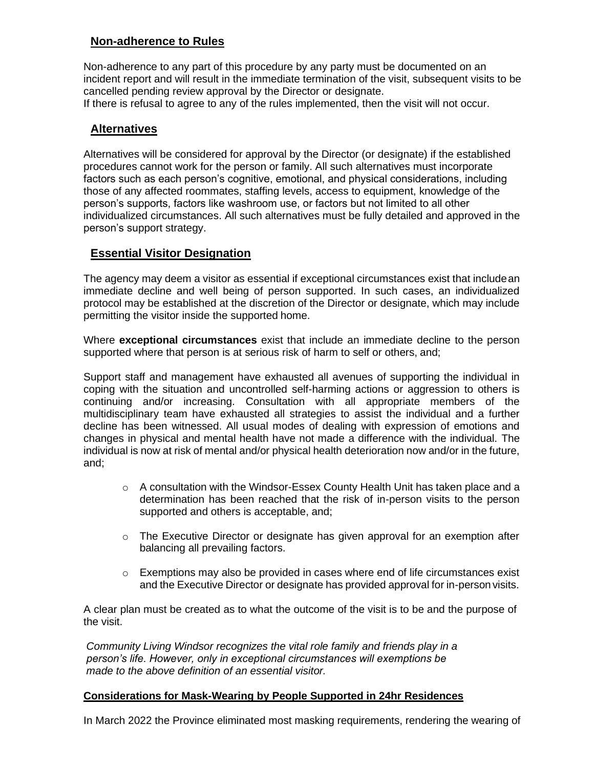## Non-adherence to Rules

Non-adherence to any part of this procedure by any party must be documented on an incident report and will result in the immediate termination of the visit, subsequent visits to be cancelled pending review approval by the Director or designate.
If there is refusal to agree to any of the rules implemented, then the visit will not occur.

## Alternatives

Alternatives will be considered for approval by the Director (or designate) if the established procedures cannot work for the person or family. All such alternatives must incorporate factors such as each person's cognitive, emotional, and physical considerations, including those of any affected roommates, staffing levels, access to equipment, knowledge of the person's supports, factors like washroom use, or factors but not limited to all other individualized circumstances. All such alternatives must be fully detailed and approved in the person's support strategy.

## Essential Visitor Designation

The agency may deem a visitor as essential if exceptional circumstances exist that include an immediate decline and well being of person supported. In such cases, an individualized protocol may be established at the discretion of the Director or designate, which may include permitting the visitor inside the supported home.

Where **exceptional circumstances** exist that include an immediate decline to the person supported where that person is at serious risk of harm to self or others, and;

Support staff and management have exhausted all avenues of supporting the individual in coping with the situation and uncontrolled self-harming actions or aggression to others is continuing and/or increasing. Consultation with all appropriate members of the multidisciplinary team have exhausted all strategies to assist the individual and a further decline has been witnessed. All usual modes of dealing with expression of emotions and changes in physical and mental health have not made a difference with the individual. The individual is now at risk of mental and/or physical health deterioration now and/or in the future, and;

- A consultation with the Windsor-Essex County Health Unit has taken place and a determination has been reached that the risk of in-person visits to the person supported and others is acceptable, and;
- The Executive Director or designate has given approval for an exemption after balancing all prevailing factors.
- Exemptions may also be provided in cases where end of life circumstances exist and the Executive Director or designate has provided approval for in-person visits.

A clear plan must be created as to what the outcome of the visit is to be and the purpose of the visit.

*Community Living Windsor recognizes the vital role family and friends play in a person's life. However, only in exceptional circumstances will exemptions be made to the above definition of an essential visitor.*

## Considerations for Mask-Wearing by People Supported in 24hr Residences

In March 2022 the Province eliminated most masking requirements, rendering the wearing of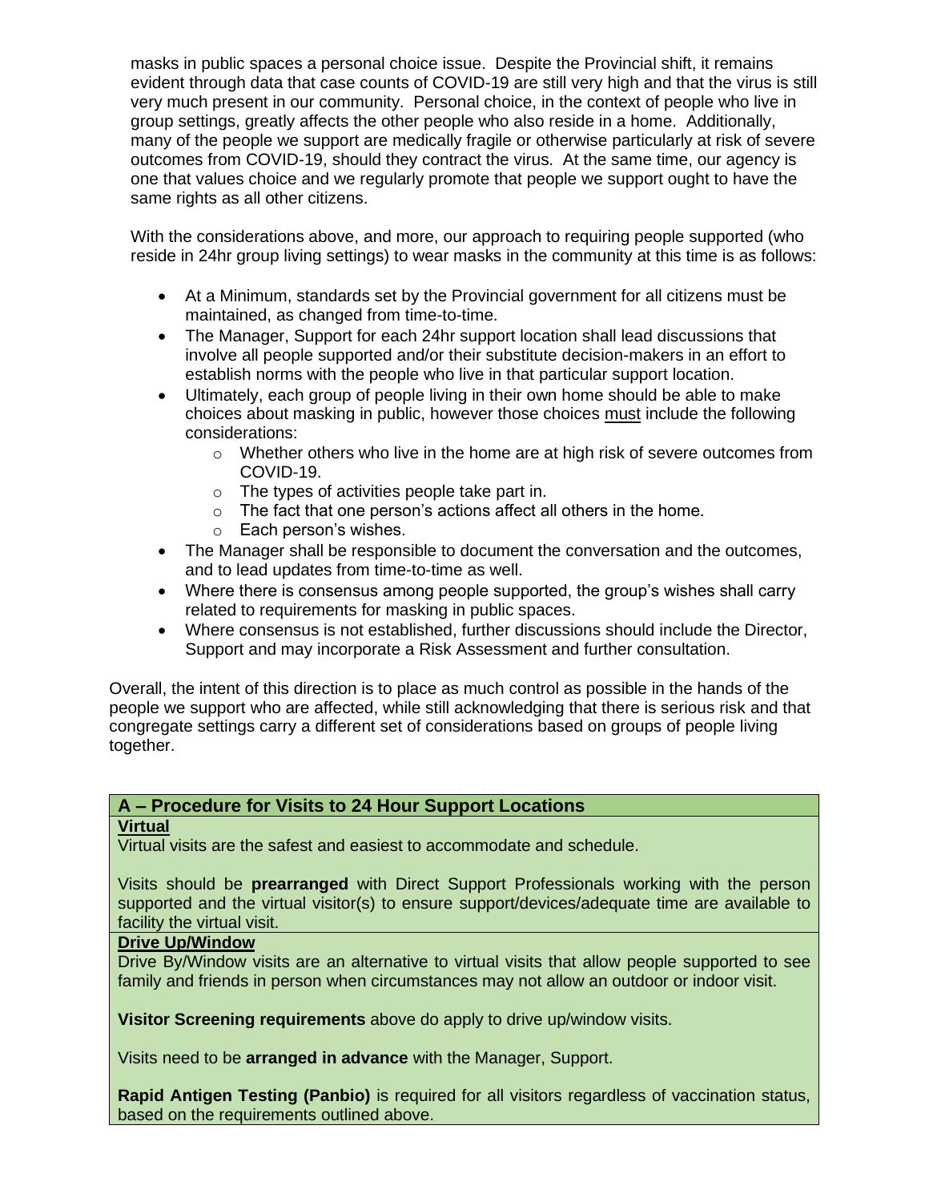masks in public spaces a personal choice issue. Despite the Provincial shift, it remains evident through data that case counts of COVID-19 are still very high and that the virus is still very much present in our community. Personal choice, in the context of people who live in group settings, greatly affects the other people who also reside in a home. Additionally, many of the people we support are medically fragile or otherwise particularly at risk of severe outcomes from COVID-19, should they contract the virus. At the same time, our agency is one that values choice and we regularly promote that people we support ought to have the same rights as all other citizens.

With the considerations above, and more, our approach to requiring people supported (who reside in 24hr group living settings) to wear masks in the community at this time is as follows:

- At a Minimum, standards set by the Provincial government for all citizens must be maintained, as changed from time-to-time.
- The Manager, Support for each 24hr support location shall lead discussions that involve all people supported and/or their substitute decision-makers in an effort to establish norms with the people who live in that particular support location.
- Ultimately, each group of people living in their own home should be able to make choices about masking in public, however those choices must include the following considerations:
  - Whether others who live in the home are at high risk of severe outcomes from COVID-19.
  - The types of activities people take part in.
  - The fact that one person's actions affect all others in the home.
  - Each person's wishes.
- The Manager shall be responsible to document the conversation and the outcomes, and to lead updates from time-to-time as well.
- Where there is consensus among people supported, the group's wishes shall carry related to requirements for masking in public spaces.
- Where consensus is not established, further discussions should include the Director, Support and may incorporate a Risk Assessment and further consultation.

Overall, the intent of this direction is to place as much control as possible in the hands of the people we support who are affected, while still acknowledging that there is serious risk and that congregate settings carry a different set of considerations based on groups of people living together.

## A – Procedure for Visits to 24 Hour Support Locations

**Virtual**

Virtual visits are the safest and easiest to accommodate and schedule.

Visits should be **prearranged** with Direct Support Professionals working with the person supported and the virtual visitor(s) to ensure support/devices/adequate time are available to facility the virtual visit.

**Drive Up/Window**

Drive By/Window visits are an alternative to virtual visits that allow people supported to see family and friends in person when circumstances may not allow an outdoor or indoor visit.

**Visitor Screening requirements** above do apply to drive up/window visits.

Visits need to be **arranged in advance** with the Manager, Support.

**Rapid Antigen Testing (Panbio)** is required for all visitors regardless of vaccination status, based on the requirements outlined above.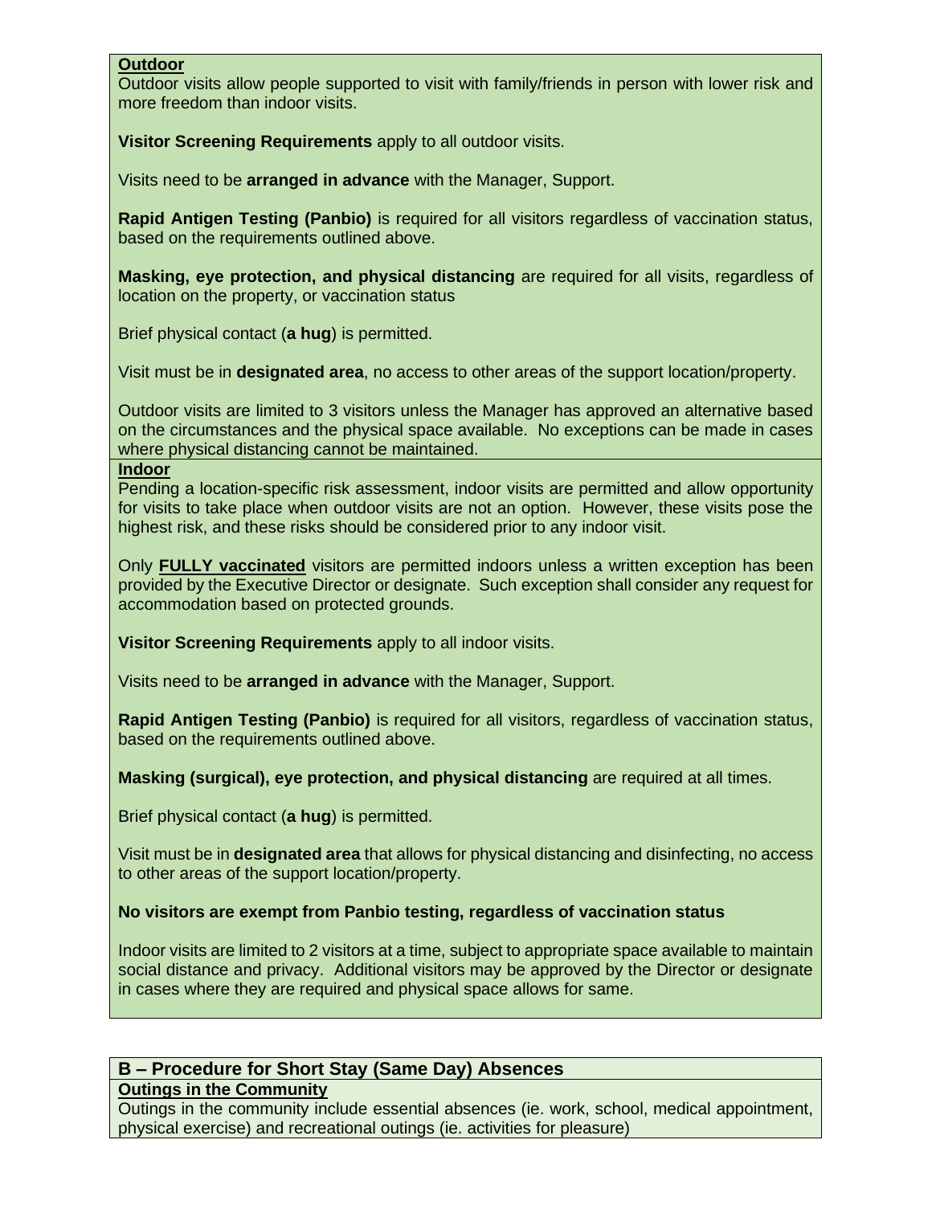**Outdoor**

Outdoor visits allow people supported to visit with family/friends in person with lower risk and more freedom than indoor visits.

**Visitor Screening Requirements** apply to all outdoor visits.

Visits need to be **arranged in advance** with the Manager, Support.

**Rapid Antigen Testing (Panbio)** is required for all visitors regardless of vaccination status, based on the requirements outlined above.

**Masking, eye protection, and physical distancing** are required for all visits, regardless of location on the property, or vaccination status

Brief physical contact (**a hug**) is permitted.

Visit must be in **designated area**, no access to other areas of the support location/property.

Outdoor visits are limited to 3 visitors unless the Manager has approved an alternative based on the circumstances and the physical space available. No exceptions can be made in cases where physical distancing cannot be maintained.

**Indoor**

Pending a location-specific risk assessment, indoor visits are permitted and allow opportunity for visits to take place when outdoor visits are not an option. However, these visits pose the highest risk, and these risks should be considered prior to any indoor visit.

Only **FULLY vaccinated** visitors are permitted indoors unless a written exception has been provided by the Executive Director or designate. Such exception shall consider any request for accommodation based on protected grounds.

**Visitor Screening Requirements** apply to all indoor visits.

Visits need to be **arranged in advance** with the Manager, Support.

**Rapid Antigen Testing (Panbio)** is required for all visitors, regardless of vaccination status, based on the requirements outlined above.

**Masking (surgical), eye protection, and physical distancing** are required at all times.

Brief physical contact (**a hug**) is permitted.

Visit must be in **designated area** that allows for physical distancing and disinfecting, no access to other areas of the support location/property.

**No visitors are exempt from Panbio testing, regardless of vaccination status**

Indoor visits are limited to 2 visitors at a time, subject to appropriate space available to maintain social distance and privacy. Additional visitors may be approved by the Director or designate in cases where they are required and physical space allows for same.

## B – Procedure for Short Stay (Same Day) Absences

**Outings in the Community**

Outings in the community include essential absences (ie. work, school, medical appointment, physical exercise) and recreational outings (ie. activities for pleasure)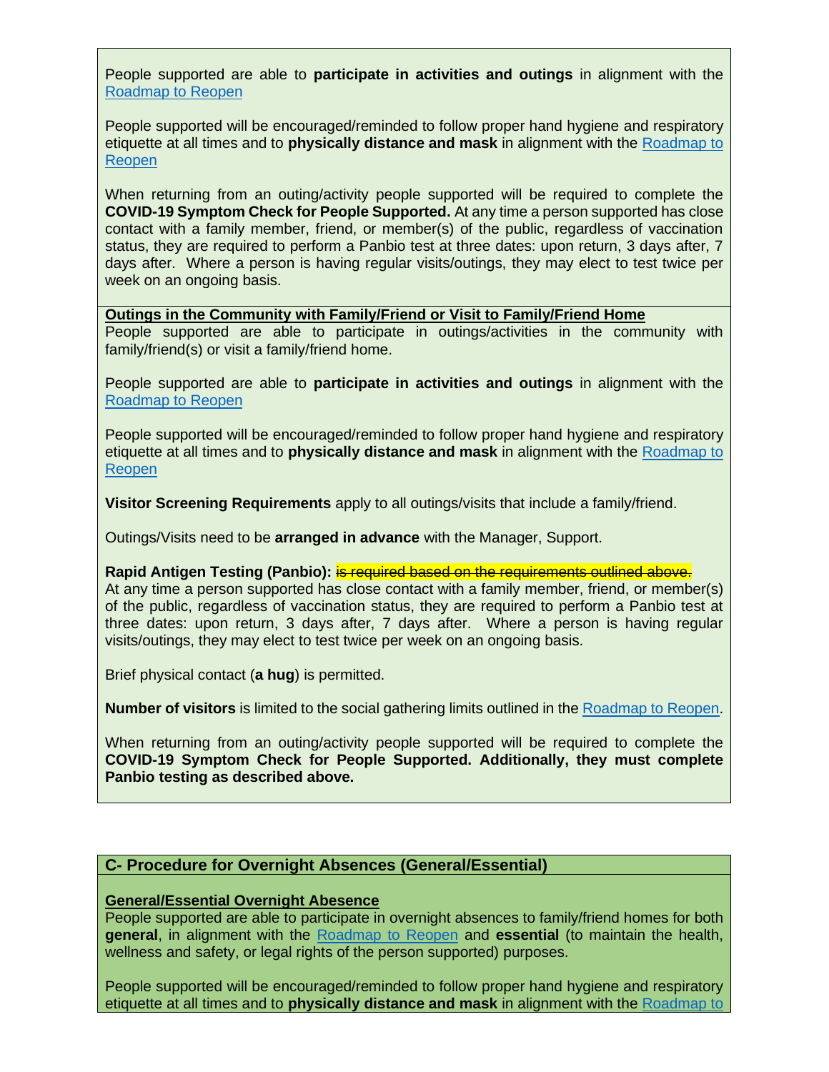People supported are able to **participate in activities and outings** in alignment with the [Roadmap to Reopen]

People supported will be encouraged/reminded to follow proper hand hygiene and respiratory etiquette at all times and to **physically distance and mask** in alignment with the [Roadmap to Reopen]

When returning from an outing/activity people supported will be required to complete the **COVID-19 Symptom Check for People Supported.** At any time a person supported has close contact with a family member, friend, or member(s) of the public, regardless of vaccination status, they are required to perform a Panbio test at three dates: upon return, 3 days after, 7 days after. Where a person is having regular visits/outings, they may elect to test twice per week on an ongoing basis.

**Outings in the Community with Family/Friend or Visit to Family/Friend Home**

People supported are able to participate in outings/activities in the community with family/friend(s) or visit a family/friend home.

People supported are able to **participate in activities and outings** in alignment with the [Roadmap to Reopen]

People supported will be encouraged/reminded to follow proper hand hygiene and respiratory etiquette at all times and to **physically distance and mask** in alignment with the [Roadmap to Reopen]

**Visitor Screening Requirements** apply to all outings/visits that include a family/friend.

Outings/Visits need to be **arranged in advance** with the Manager, Support.

**Rapid Antigen Testing (Panbio):** ~~is required based on the requirements outlined above.~~
At any time a person supported has close contact with a family member, friend, or member(s) of the public, regardless of vaccination status, they are required to perform a Panbio test at three dates: upon return, 3 days after, 7 days after. Where a person is having regular visits/outings, they may elect to test twice per week on an ongoing basis.

Brief physical contact (**a hug**) is permitted.

**Number of visitors** is limited to the social gathering limits outlined in the [Roadmap to Reopen].

When returning from an outing/activity people supported will be required to complete the **COVID-19 Symptom Check for People Supported. Additionally, they must complete Panbio testing as described above.**

## C- Procedure for Overnight Absences (General/Essential)

**General/Essential Overnight Abesence**

People supported are able to participate in overnight absences to family/friend homes for both **general**, in alignment with the [Roadmap to Reopen] and **essential** (to maintain the health, wellness and safety, or legal rights of the person supported) purposes.

People supported will be encouraged/reminded to follow proper hand hygiene and respiratory etiquette at all times and to **physically distance and mask** in alignment with the [Roadmap to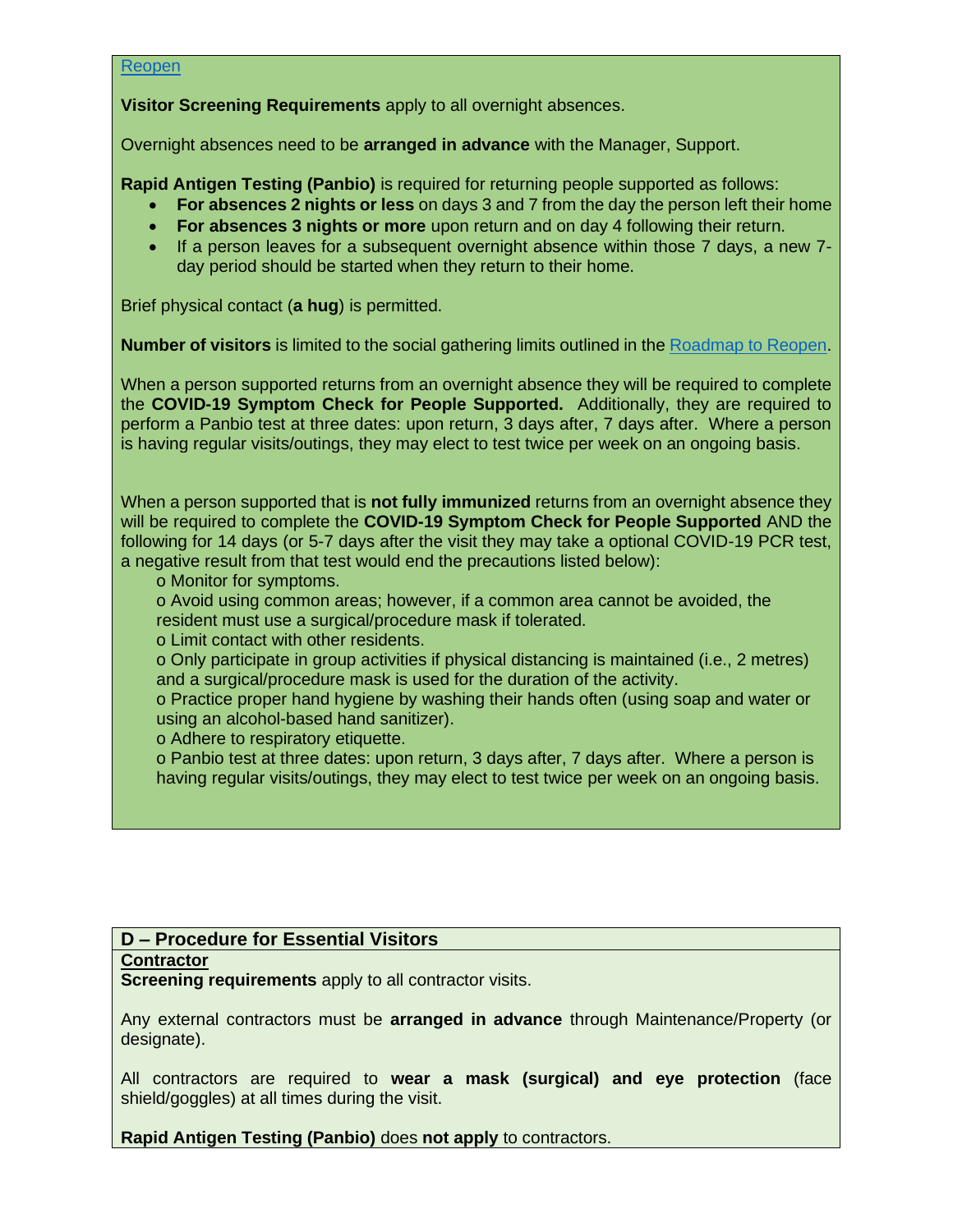Reopen

**Visitor Screening Requirements** apply to all overnight absences.

Overnight absences need to be **arranged in advance** with the Manager, Support.

**Rapid Antigen Testing (Panbio)** is required for returning people supported as follows:

- **For absences 2 nights or less** on days 3 and 7 from the day the person left their home
- **For absences 3 nights or more** upon return and on day 4 following their return.
- If a person leaves for a subsequent overnight absence within those 7 days, a new 7-day period should be started when they return to their home.

Brief physical contact (**a hug**) is permitted.

**Number of visitors** is limited to the social gathering limits outlined in the Roadmap to Reopen.

When a person supported returns from an overnight absence they will be required to complete the **COVID-19 Symptom Check for People Supported.** Additionally, they are required to perform a Panbio test at three dates: upon return, 3 days after, 7 days after. Where a person is having regular visits/outings, they may elect to test twice per week on an ongoing basis.

When a person supported that is **not fully immunized** returns from an overnight absence they will be required to complete the **COVID-19 Symptom Check for People Supported** AND the following for 14 days (or 5-7 days after the visit they may take a optional COVID-19 PCR test, a negative result from that test would end the precautions listed below):

- o Monitor for symptoms.
- o Avoid using common areas; however, if a common area cannot be avoided, the resident must use a surgical/procedure mask if tolerated.
- o Limit contact with other residents.
- o Only participate in group activities if physical distancing is maintained (i.e., 2 metres) and a surgical/procedure mask is used for the duration of the activity.
- o Practice proper hand hygiene by washing their hands often (using soap and water or using an alcohol-based hand sanitizer).
- o Adhere to respiratory etiquette.
- o Panbio test at three dates: upon return, 3 days after, 7 days after. Where a person is having regular visits/outings, they may elect to test twice per week on an ongoing basis.

## D – Procedure for Essential Visitors

**Contractor**

**Screening requirements** apply to all contractor visits.

Any external contractors must be **arranged in advance** through Maintenance/Property (or designate).

All contractors are required to **wear a mask (surgical) and eye protection** (face shield/goggles) at all times during the visit.

**Rapid Antigen Testing (Panbio)** does **not apply** to contractors.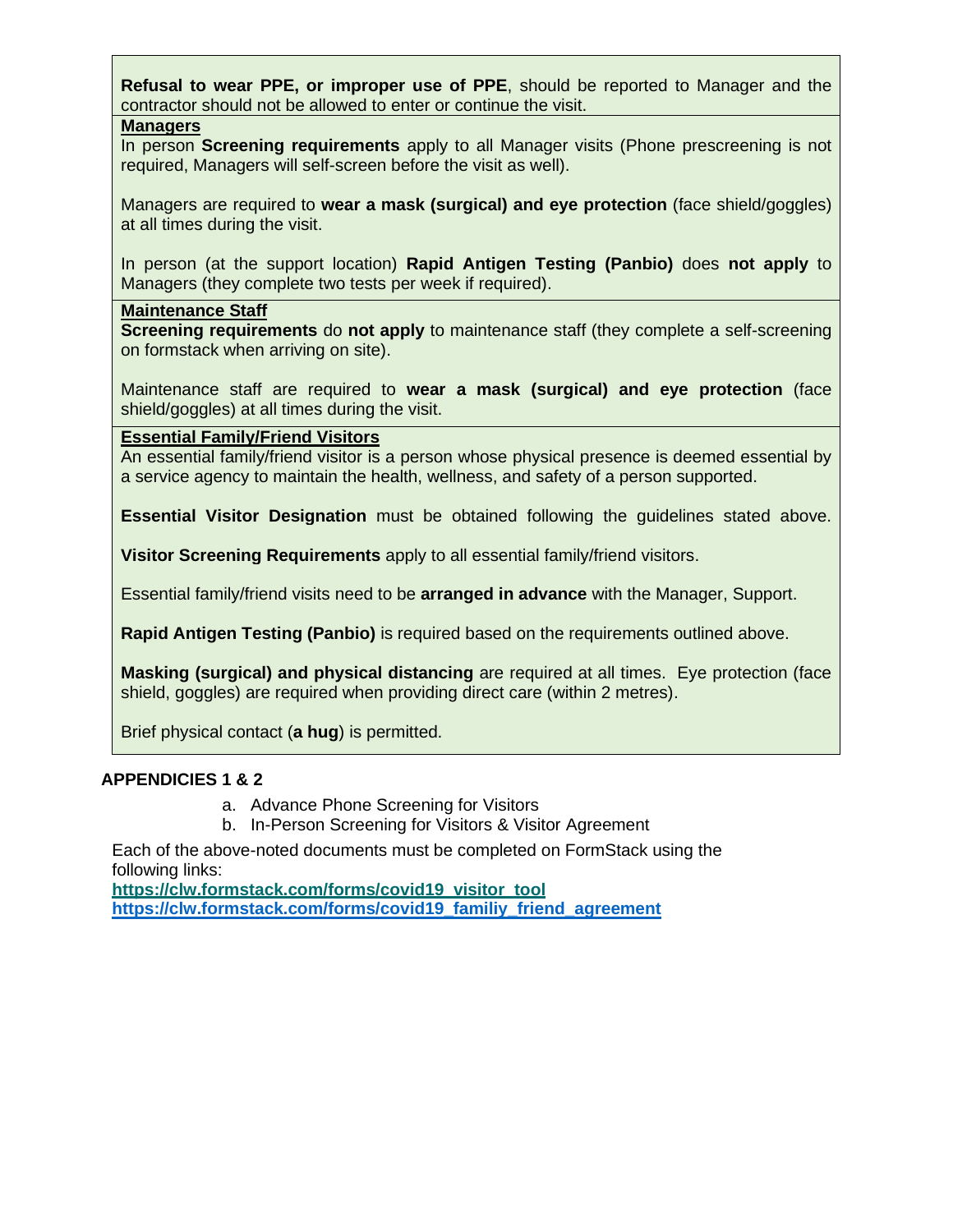**Refusal to wear PPE, or improper use of PPE**, should be reported to Manager and the contractor should not be allowed to enter or continue the visit.

**Managers**

In person **Screening requirements** apply to all Manager visits (Phone prescreening is not required, Managers will self-screen before the visit as well).

Managers are required to **wear a mask (surgical) and eye protection** (face shield/goggles) at all times during the visit.

In person (at the support location) **Rapid Antigen Testing (Panbio)** does **not apply** to Managers (they complete two tests per week if required).

**Maintenance Staff**

**Screening requirements** do **not apply** to maintenance staff (they complete a self-screening on formstack when arriving on site).

Maintenance staff are required to **wear a mask (surgical) and eye protection** (face shield/goggles) at all times during the visit.

**Essential Family/Friend Visitors**

An essential family/friend visitor is a person whose physical presence is deemed essential by a service agency to maintain the health, wellness, and safety of a person supported.

**Essential Visitor Designation** must be obtained following the guidelines stated above.

**Visitor Screening Requirements** apply to all essential family/friend visitors.

Essential family/friend visits need to be **arranged in advance** with the Manager, Support.

**Rapid Antigen Testing (Panbio)** is required based on the requirements outlined above.

**Masking (surgical) and physical distancing** are required at all times. Eye protection (face shield, goggles) are required when providing direct care (within 2 metres).

Brief physical contact (**a hug**) is permitted.

**APPENDICIES 1 & 2**

a. Advance Phone Screening for Visitors
b. In-Person Screening for Visitors & Visitor Agreement

Each of the above-noted documents must be completed on FormStack using the following links:

**https://clw.formstack.com/forms/covid19_visitor_tool**
**https://clw.formstack.com/forms/covid19_familiy_friend_agreement**